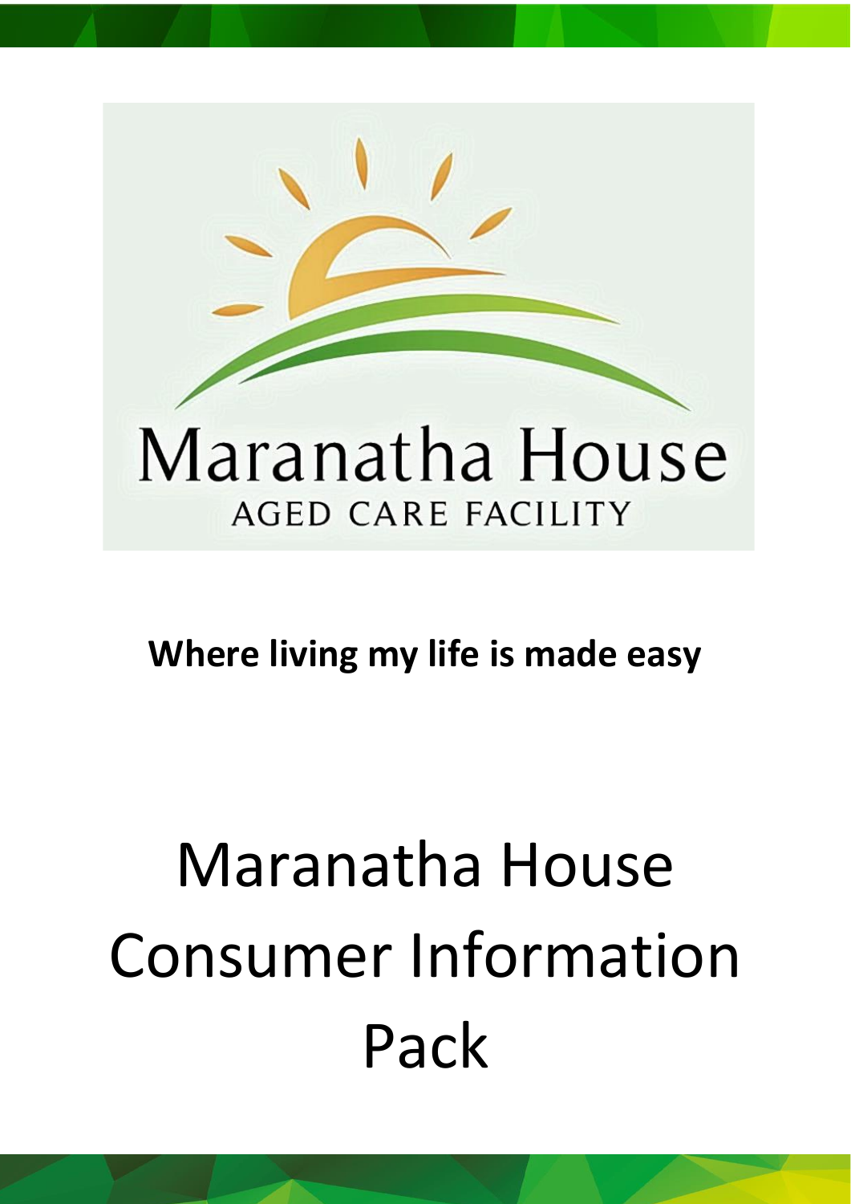Maranatha House

AGED CARE FACILITY

**Where living my life is made easy**

# Maranatha House Consumer Information Pack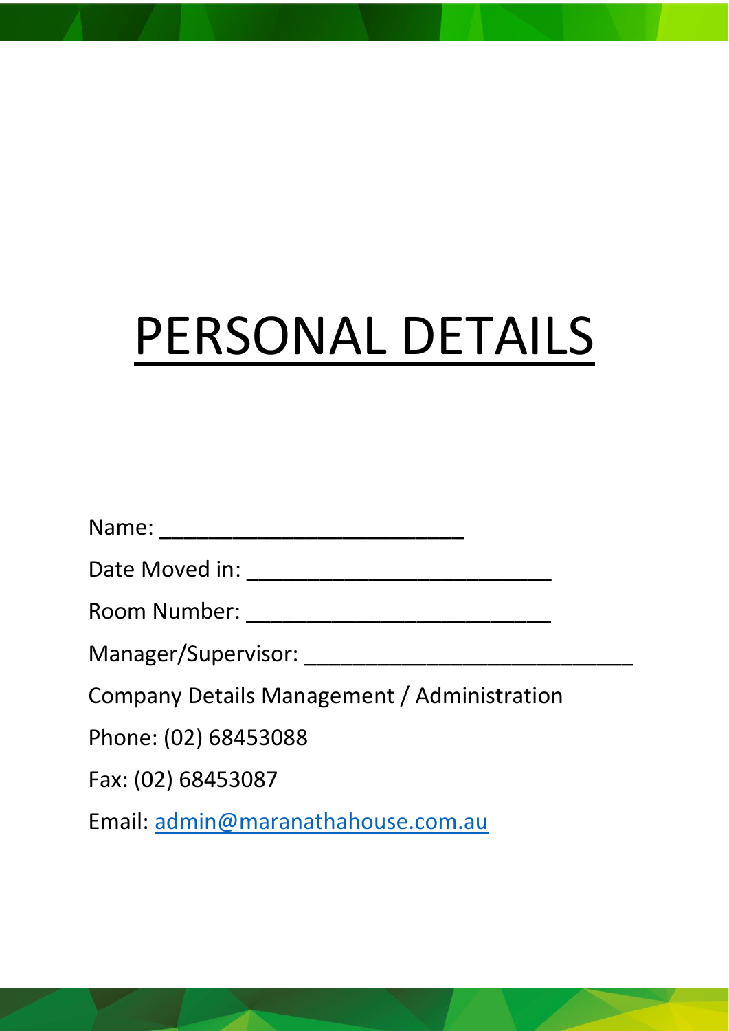# PERSONAL DETAILS

Name: ___________________________

Date Moved in: ___________________________

Room Number: ___________________________

Manager/Supervisor: _____________________________

Company Details Management / Administration

Phone: (02) 68453088

Fax: (02) 68453087

Email: admin@maranathahouse.com.au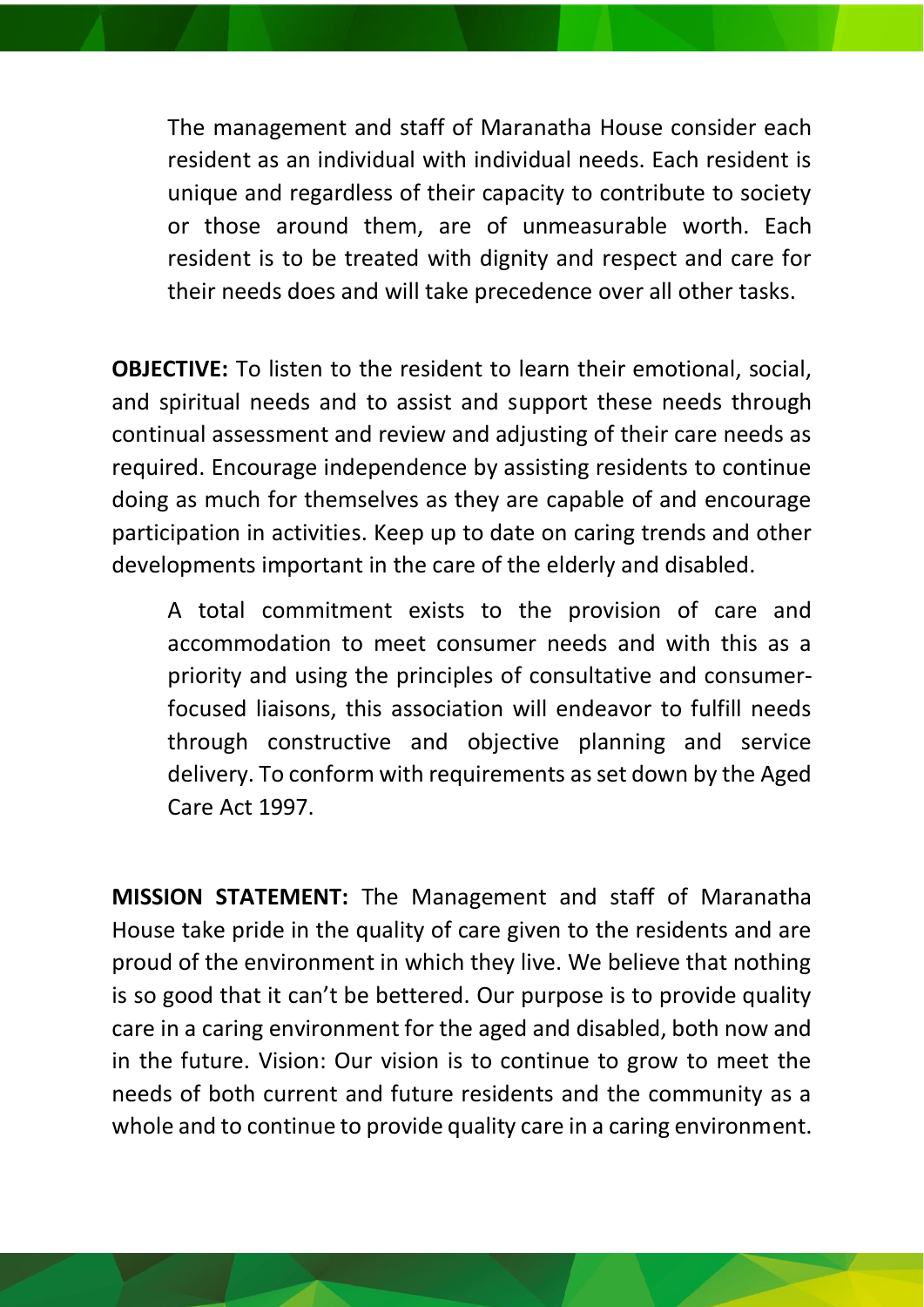The management and staff of Maranatha House consider each resident as an individual with individual needs. Each resident is unique and regardless of their capacity to contribute to society or those around them, are of unmeasurable worth. Each resident is to be treated with dignity and respect and care for their needs does and will take precedence over all other tasks.

**OBJECTIVE:** To listen to the resident to learn their emotional, social, and spiritual needs and to assist and support these needs through continual assessment and review and adjusting of their care needs as required. Encourage independence by assisting residents to continue doing as much for themselves as they are capable of and encourage participation in activities. Keep up to date on caring trends and other developments important in the care of the elderly and disabled.

A total commitment exists to the provision of care and accommodation to meet consumer needs and with this as a priority and using the principles of consultative and consumer-focused liaisons, this association will endeavor to fulfill needs through constructive and objective planning and service delivery. To conform with requirements as set down by the Aged Care Act 1997.

**MISSION STATEMENT:** The Management and staff of Maranatha House take pride in the quality of care given to the residents and are proud of the environment in which they live. We believe that nothing is so good that it can't be bettered. Our purpose is to provide quality care in a caring environment for the aged and disabled, both now and in the future. Vision: Our vision is to continue to grow to meet the needs of both current and future residents and the community as a whole and to continue to provide quality care in a caring environment.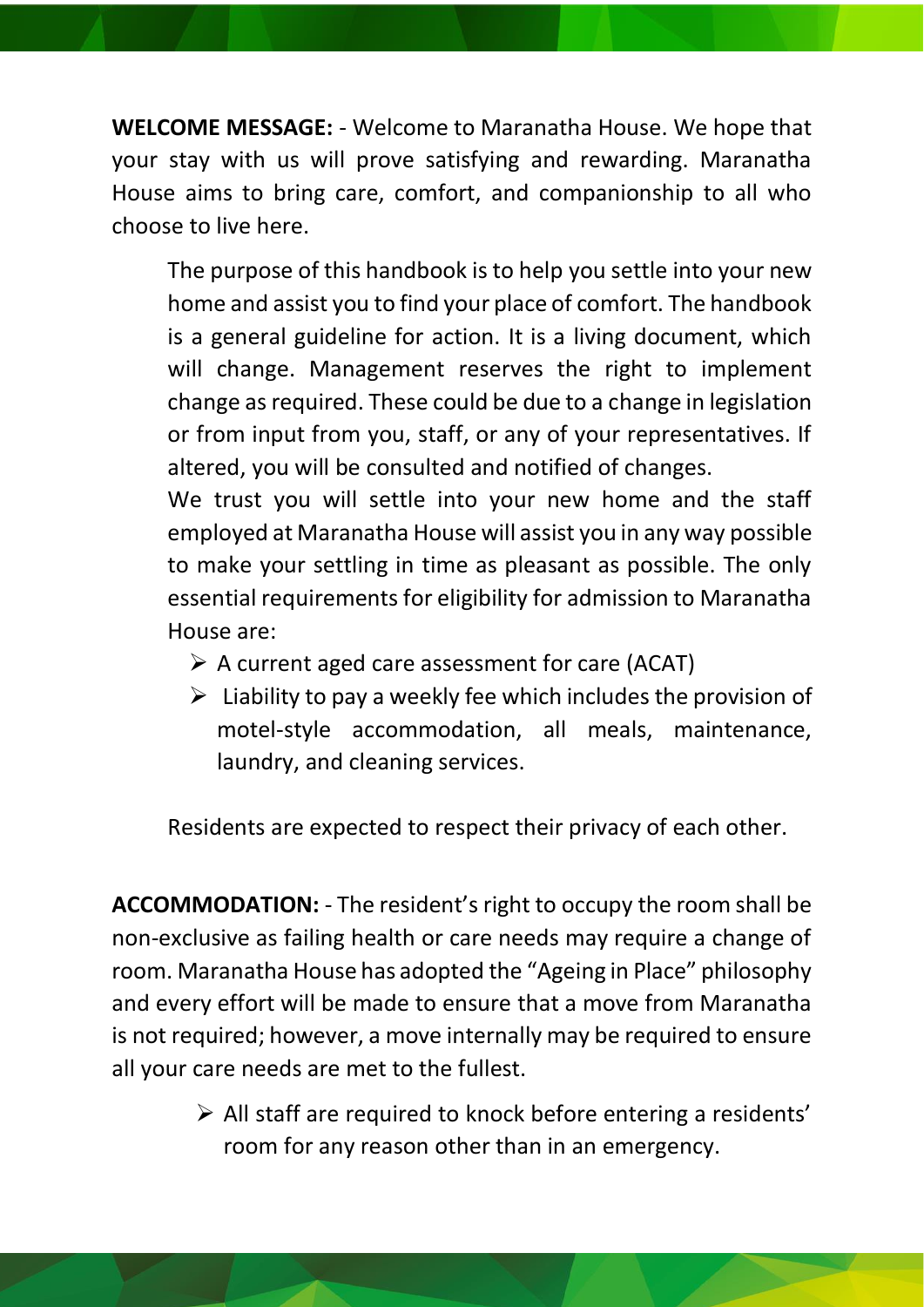**WELCOME MESSAGE:** - Welcome to Maranatha House. We hope that your stay with us will prove satisfying and rewarding. Maranatha House aims to bring care, comfort, and companionship to all who choose to live here.

The purpose of this handbook is to help you settle into your new home and assist you to find your place of comfort. The handbook is a general guideline for action. It is a living document, which will change. Management reserves the right to implement change as required. These could be due to a change in legislation or from input from you, staff, or any of your representatives. If altered, you will be consulted and notified of changes.

We trust you will settle into your new home and the staff employed at Maranatha House will assist you in any way possible to make your settling in time as pleasant as possible. The only essential requirements for eligibility for admission to Maranatha House are:

- A current aged care assessment for care (ACAT)
- Liability to pay a weekly fee which includes the provision of motel-style accommodation, all meals, maintenance, laundry, and cleaning services.

Residents are expected to respect their privacy of each other.

**ACCOMMODATION:** - The resident's right to occupy the room shall be non-exclusive as failing health or care needs may require a change of room. Maranatha House has adopted the "Ageing in Place" philosophy and every effort will be made to ensure that a move from Maranatha is not required; however, a move internally may be required to ensure all your care needs are met to the fullest.

- All staff are required to knock before entering a residents' room for any reason other than in an emergency.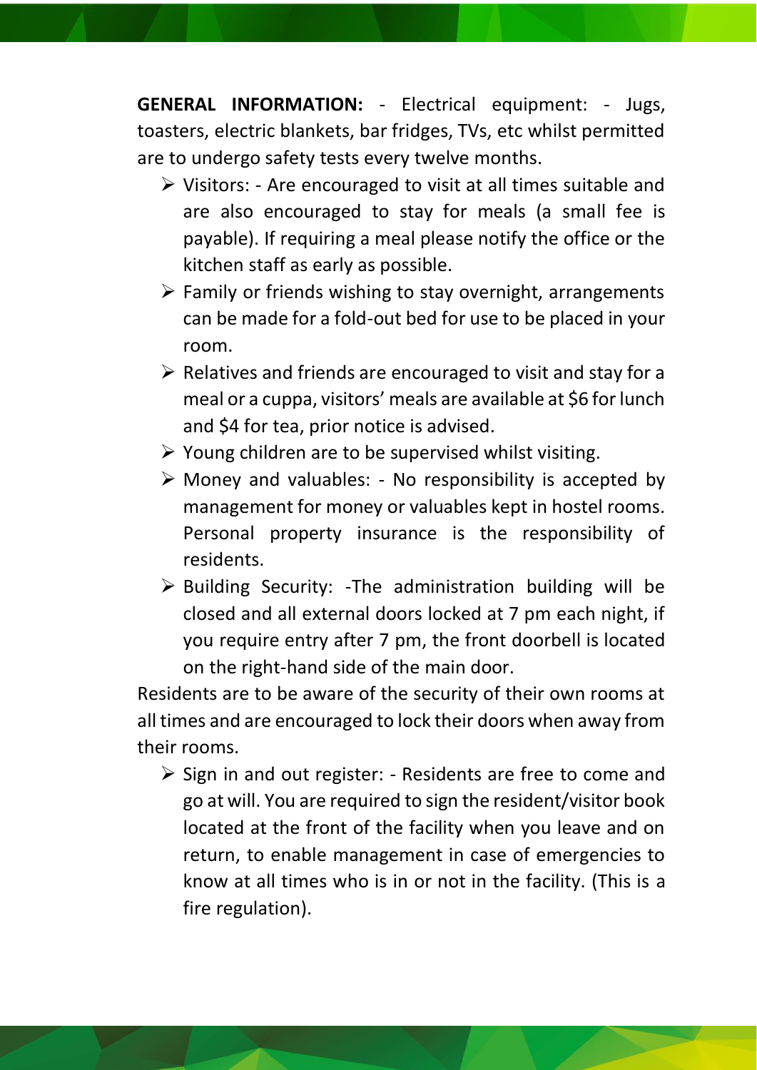**GENERAL INFORMATION:** - Electrical equipment: - Jugs, toasters, electric blankets, bar fridges, TVs, etc whilst permitted are to undergo safety tests every twelve months.

- Visitors: - Are encouraged to visit at all times suitable and are also encouraged to stay for meals (a small fee is payable). If requiring a meal please notify the office or the kitchen staff as early as possible.
- Family or friends wishing to stay overnight, arrangements can be made for a fold-out bed for use to be placed in your room.
- Relatives and friends are encouraged to visit and stay for a meal or a cuppa, visitors' meals are available at $6 for lunch and $4 for tea, prior notice is advised.
- Young children are to be supervised whilst visiting.
- Money and valuables: - No responsibility is accepted by management for money or valuables kept in hostel rooms. Personal property insurance is the responsibility of residents.
- Building Security: -The administration building will be closed and all external doors locked at 7 pm each night, if you require entry after 7 pm, the front doorbell is located on the right-hand side of the main door.

Residents are to be aware of the security of their own rooms at all times and are encouraged to lock their doors when away from their rooms.

- Sign in and out register: - Residents are free to come and go at will. You are required to sign the resident/visitor book located at the front of the facility when you leave and on return, to enable management in case of emergencies to know at all times who is in or not in the facility. (This is a fire regulation).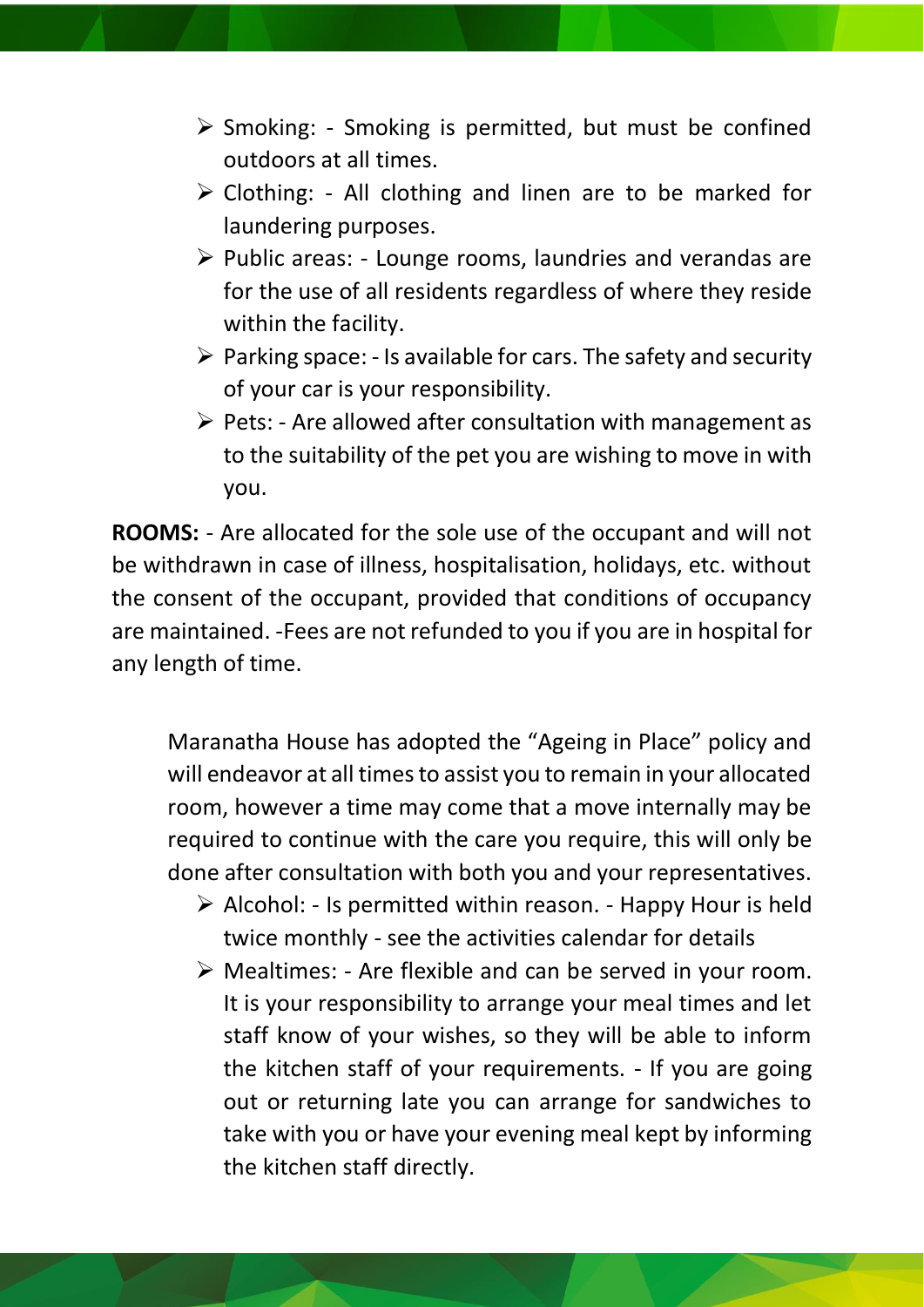- Smoking: - Smoking is permitted, but must be confined outdoors at all times.
- Clothing: - All clothing and linen are to be marked for laundering purposes.
- Public areas: - Lounge rooms, laundries and verandas are for the use of all residents regardless of where they reside within the facility.
- Parking space: - Is available for cars. The safety and security of your car is your responsibility.
- Pets: - Are allowed after consultation with management as to the suitability of the pet you are wishing to move in with you.

**ROOMS:** - Are allocated for the sole use of the occupant and will not be withdrawn in case of illness, hospitalisation, holidays, etc. without the consent of the occupant, provided that conditions of occupancy are maintained. -Fees are not refunded to you if you are in hospital for any length of time.

Maranatha House has adopted the “Ageing in Place” policy and will endeavor at all times to assist you to remain in your allocated room, however a time may come that a move internally may be required to continue with the care you require, this will only be done after consultation with both you and your representatives.

- Alcohol: - Is permitted within reason. - Happy Hour is held twice monthly - see the activities calendar for details
- Mealtimes: - Are flexible and can be served in your room. It is your responsibility to arrange your meal times and let staff know of your wishes, so they will be able to inform the kitchen staff of your requirements. - If you are going out or returning late you can arrange for sandwiches to take with you or have your evening meal kept by informing the kitchen staff directly.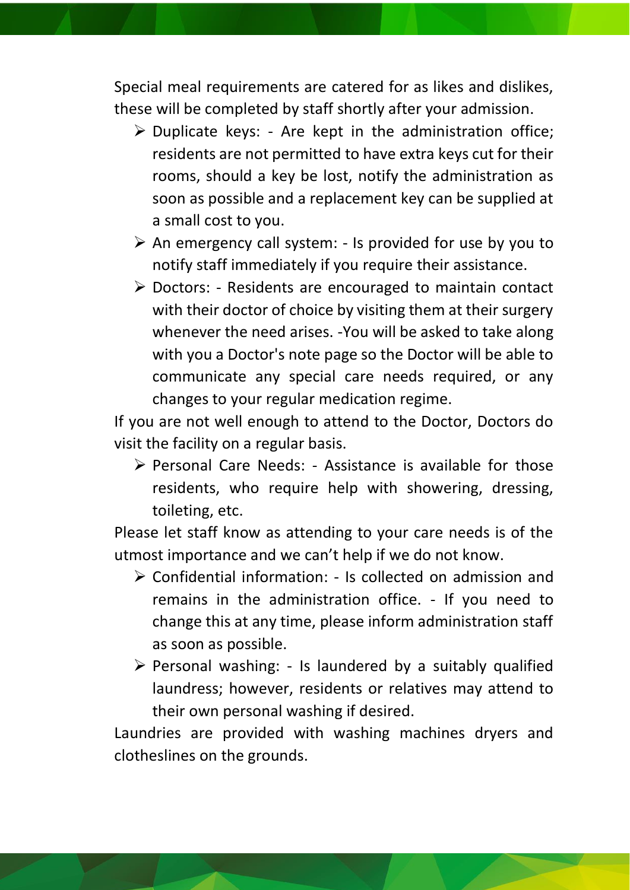Special meal requirements are catered for as likes and dislikes, these will be completed by staff shortly after your admission.

- Duplicate keys: - Are kept in the administration office; residents are not permitted to have extra keys cut for their rooms, should a key be lost, notify the administration as soon as possible and a replacement key can be supplied at a small cost to you.
- An emergency call system: - Is provided for use by you to notify staff immediately if you require their assistance.
- Doctors: - Residents are encouraged to maintain contact with their doctor of choice by visiting them at their surgery whenever the need arises. -You will be asked to take along with you a Doctor's note page so the Doctor will be able to communicate any special care needs required, or any changes to your regular medication regime.

If you are not well enough to attend to the Doctor, Doctors do visit the facility on a regular basis.

- Personal Care Needs: - Assistance is available for those residents, who require help with showering, dressing, toileting, etc.

Please let staff know as attending to your care needs is of the utmost importance and we can't help if we do not know.

- Confidential information: - Is collected on admission and remains in the administration office. - If you need to change this at any time, please inform administration staff as soon as possible.
- Personal washing: - Is laundered by a suitably qualified laundress; however, residents or relatives may attend to their own personal washing if desired.

Laundries are provided with washing machines dryers and clotheslines on the grounds.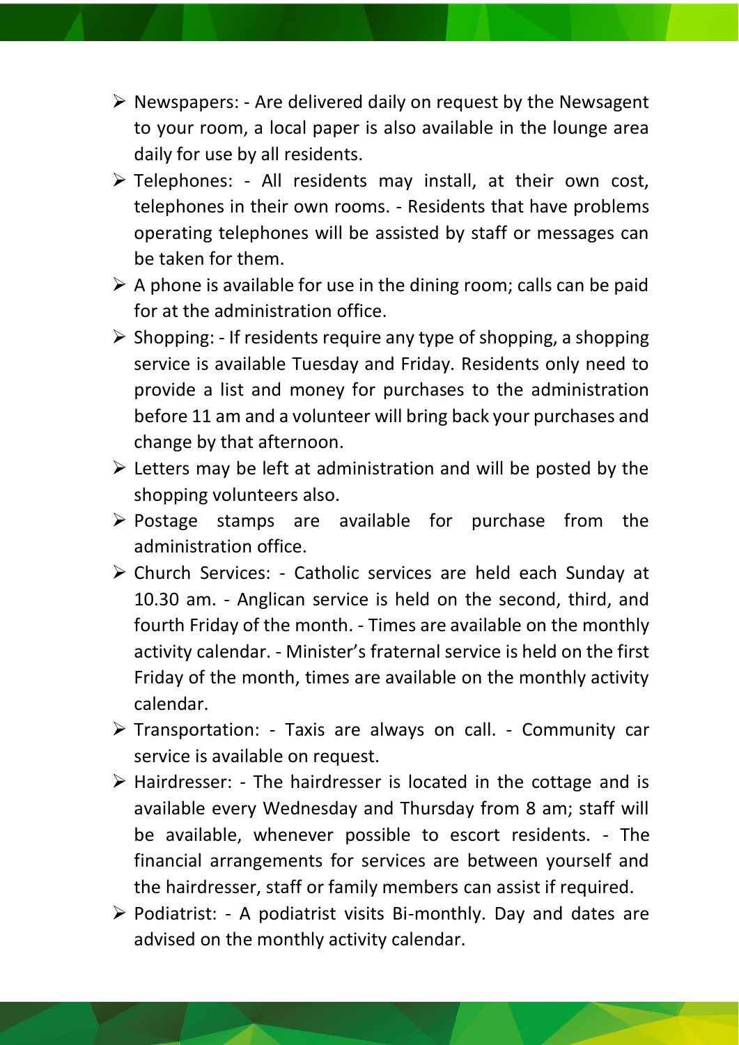- Newspapers: - Are delivered daily on request by the Newsagent to your room, a local paper is also available in the lounge area daily for use by all residents.
- Telephones: - All residents may install, at their own cost, telephones in their own rooms. - Residents that have problems operating telephones will be assisted by staff or messages can be taken for them.
- A phone is available for use in the dining room; calls can be paid for at the administration office.
- Shopping: - If residents require any type of shopping, a shopping service is available Tuesday and Friday. Residents only need to provide a list and money for purchases to the administration before 11 am and a volunteer will bring back your purchases and change by that afternoon.
- Letters may be left at administration and will be posted by the shopping volunteers also.
- Postage stamps are available for purchase from the administration office.
- Church Services: - Catholic services are held each Sunday at 10.30 am. - Anglican service is held on the second, third, and fourth Friday of the month. - Times are available on the monthly activity calendar. - Minister's fraternal service is held on the first Friday of the month, times are available on the monthly activity calendar.
- Transportation: - Taxis are always on call. - Community car service is available on request.
- Hairdresser: - The hairdresser is located in the cottage and is available every Wednesday and Thursday from 8 am; staff will be available, whenever possible to escort residents. - The financial arrangements for services are between yourself and the hairdresser, staff or family members can assist if required.
- Podiatrist: - A podiatrist visits Bi-monthly. Day and dates are advised on the monthly activity calendar.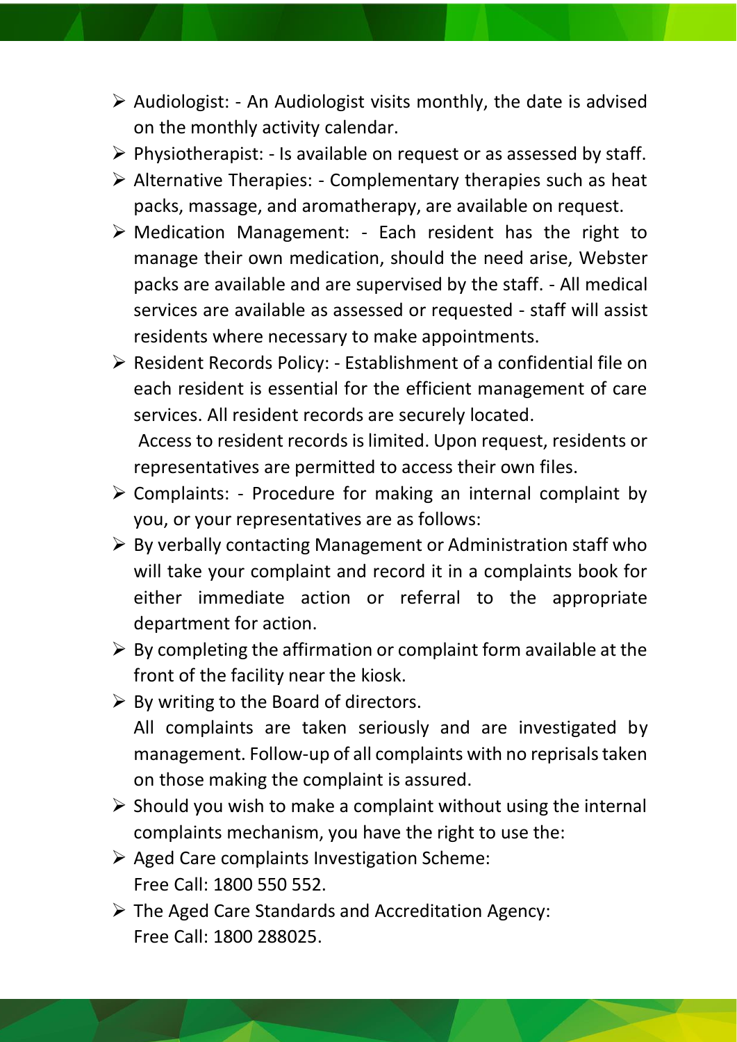- Audiologist: - An Audiologist visits monthly, the date is advised on the monthly activity calendar.
- Physiotherapist: - Is available on request or as assessed by staff.
- Alternative Therapies: - Complementary therapies such as heat packs, massage, and aromatherapy, are available on request.
- Medication Management: - Each resident has the right to manage their own medication, should the need arise, Webster packs are available and are supervised by the staff. - All medical services are available as assessed or requested - staff will assist residents where necessary to make appointments.
- Resident Records Policy: - Establishment of a confidential file on each resident is essential for the efficient management of care services. All resident records are securely located.

  Access to resident records is limited. Upon request, residents or representatives are permitted to access their own files.
- Complaints: - Procedure for making an internal complaint by you, or your representatives are as follows:
- By verbally contacting Management or Administration staff who will take your complaint and record it in a complaints book for either immediate action or referral to the appropriate department for action.
- By completing the affirmation or complaint form available at the front of the facility near the kiosk.
- By writing to the Board of directors.

  All complaints are taken seriously and are investigated by management. Follow-up of all complaints with no reprisals taken on those making the complaint is assured.
- Should you wish to make a complaint without using the internal complaints mechanism, you have the right to use the:
- Aged Care complaints Investigation Scheme:
  Free Call: 1800 550 552.
- The Aged Care Standards and Accreditation Agency:
  Free Call: 1800 288025.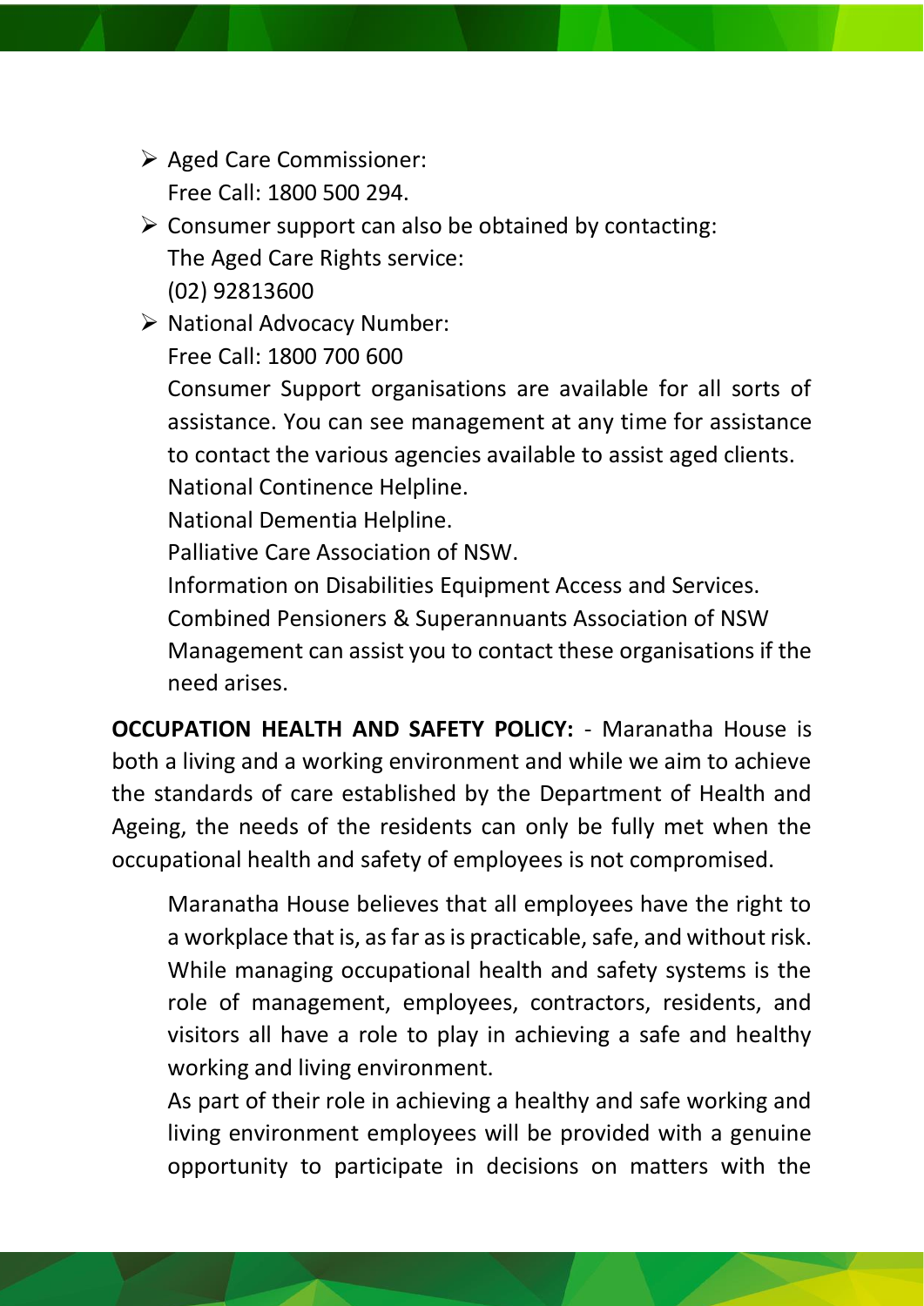- Aged Care Commissioner:
  Free Call: 1800 500 294.
- Consumer support can also be obtained by contacting:
  The Aged Care Rights service:
  (02) 92813600
- National Advocacy Number:
  Free Call: 1800 700 600
  Consumer Support organisations are available for all sorts of assistance. You can see management at any time for assistance to contact the various agencies available to assist aged clients.
  National Continence Helpline.
  National Dementia Helpline.
  Palliative Care Association of NSW.
  Information on Disabilities Equipment Access and Services.
  Combined Pensioners & Superannuants Association of NSW
  Management can assist you to contact these organisations if the need arises.

**OCCUPATION HEALTH AND SAFETY POLICY:** - Maranatha House is both a living and a working environment and while we aim to achieve the standards of care established by the Department of Health and Ageing, the needs of the residents can only be fully met when the occupational health and safety of employees is not compromised.

Maranatha House believes that all employees have the right to a workplace that is, as far as is practicable, safe, and without risk. While managing occupational health and safety systems is the role of management, employees, contractors, residents, and visitors all have a role to play in achieving a safe and healthy working and living environment.

As part of their role in achieving a healthy and safe working and living environment employees will be provided with a genuine opportunity to participate in decisions on matters with the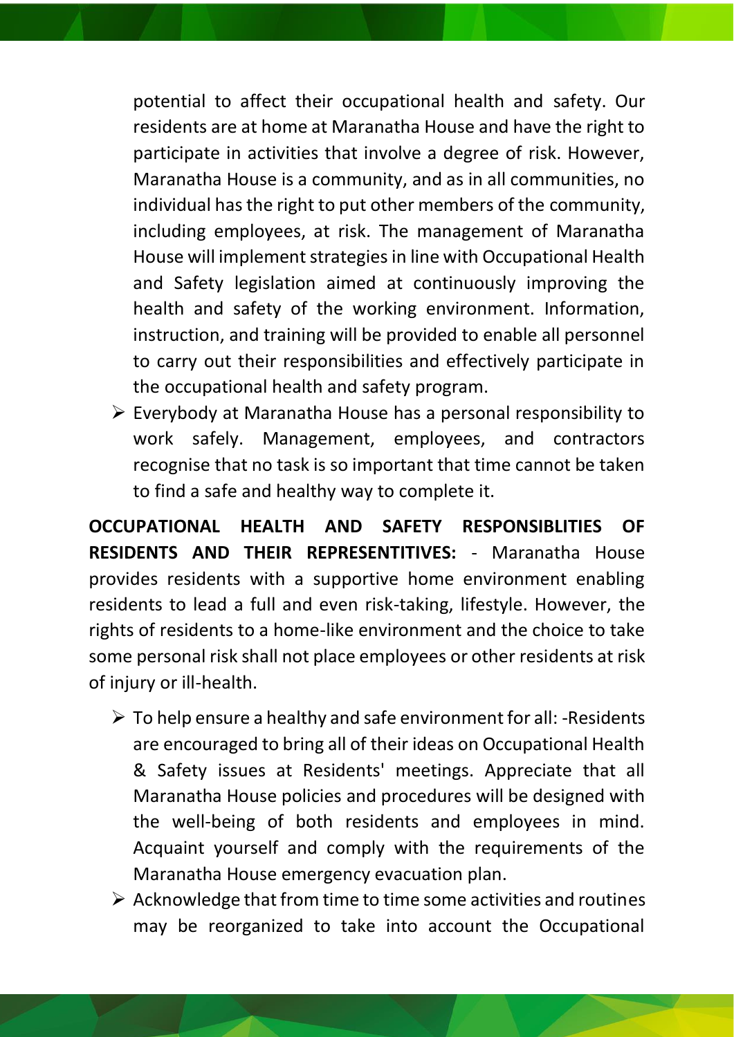potential to affect their occupational health and safety. Our residents are at home at Maranatha House and have the right to participate in activities that involve a degree of risk. However, Maranatha House is a community, and as in all communities, no individual has the right to put other members of the community, including employees, at risk. The management of Maranatha House will implement strategies in line with Occupational Health and Safety legislation aimed at continuously improving the health and safety of the working environment. Information, instruction, and training will be provided to enable all personnel to carry out their responsibilities and effectively participate in the occupational health and safety program.

- Everybody at Maranatha House has a personal responsibility to work safely. Management, employees, and contractors recognise that no task is so important that time cannot be taken to find a safe and healthy way to complete it.

**OCCUPATIONAL HEALTH AND SAFETY RESPONSIBLITIES OF RESIDENTS AND THEIR REPRESENTITIVES:** - Maranatha House provides residents with a supportive home environment enabling residents to lead a full and even risk-taking, lifestyle. However, the rights of residents to a home-like environment and the choice to take some personal risk shall not place employees or other residents at risk of injury or ill-health.

- To help ensure a healthy and safe environment for all: -Residents are encouraged to bring all of their ideas on Occupational Health & Safety issues at Residents' meetings. Appreciate that all Maranatha House policies and procedures will be designed with the well-being of both residents and employees in mind. Acquaint yourself and comply with the requirements of the Maranatha House emergency evacuation plan.
- Acknowledge that from time to time some activities and routines may be reorganized to take into account the Occupational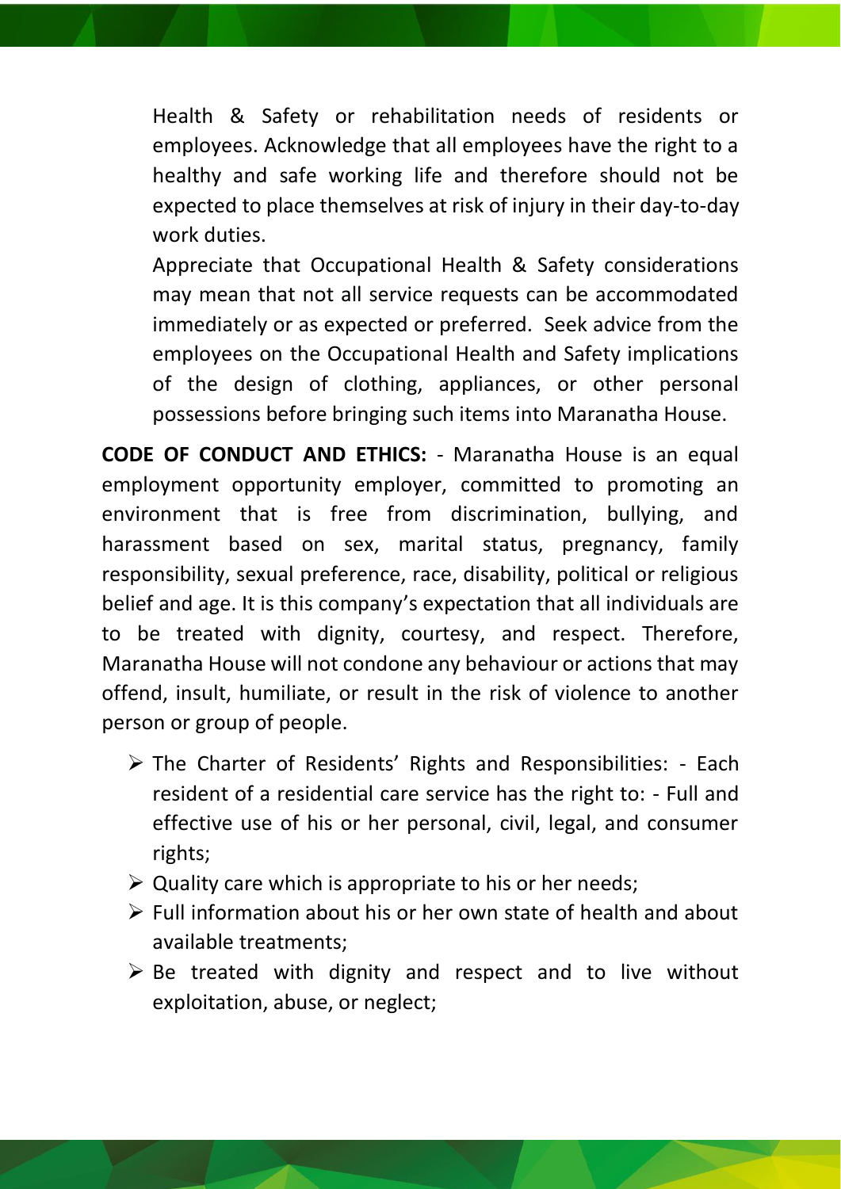Health & Safety or rehabilitation needs of residents or employees. Acknowledge that all employees have the right to a healthy and safe working life and therefore should not be expected to place themselves at risk of injury in their day-to-day work duties.

Appreciate that Occupational Health & Safety considerations may mean that not all service requests can be accommodated immediately or as expected or preferred. Seek advice from the employees on the Occupational Health and Safety implications of the design of clothing, appliances, or other personal possessions before bringing such items into Maranatha House.

**CODE OF CONDUCT AND ETHICS:** - Maranatha House is an equal employment opportunity employer, committed to promoting an environment that is free from discrimination, bullying, and harassment based on sex, marital status, pregnancy, family responsibility, sexual preference, race, disability, political or religious belief and age. It is this company's expectation that all individuals are to be treated with dignity, courtesy, and respect. Therefore, Maranatha House will not condone any behaviour or actions that may offend, insult, humiliate, or result in the risk of violence to another person or group of people.

- The Charter of Residents' Rights and Responsibilities: - Each resident of a residential care service has the right to: - Full and effective use of his or her personal, civil, legal, and consumer rights;
- Quality care which is appropriate to his or her needs;
- Full information about his or her own state of health and about available treatments;
- Be treated with dignity and respect and to live without exploitation, abuse, or neglect;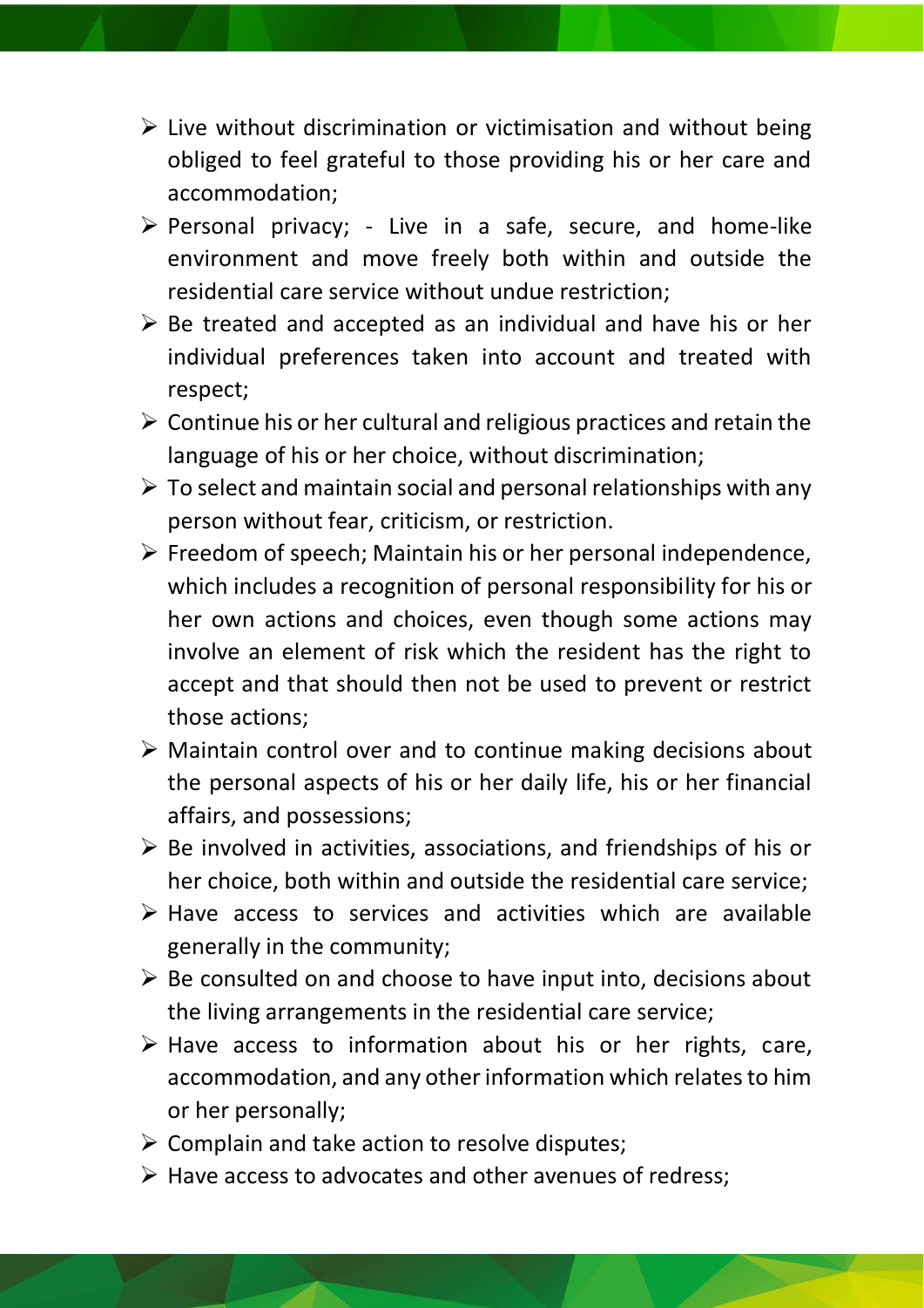- Live without discrimination or victimisation and without being obliged to feel grateful to those providing his or her care and accommodation;
- Personal privacy; - Live in a safe, secure, and home-like environment and move freely both within and outside the residential care service without undue restriction;
- Be treated and accepted as an individual and have his or her individual preferences taken into account and treated with respect;
- Continue his or her cultural and religious practices and retain the language of his or her choice, without discrimination;
- To select and maintain social and personal relationships with any person without fear, criticism, or restriction.
- Freedom of speech; Maintain his or her personal independence, which includes a recognition of personal responsibility for his or her own actions and choices, even though some actions may involve an element of risk which the resident has the right to accept and that should then not be used to prevent or restrict those actions;
- Maintain control over and to continue making decisions about the personal aspects of his or her daily life, his or her financial affairs, and possessions;
- Be involved in activities, associations, and friendships of his or her choice, both within and outside the residential care service;
- Have access to services and activities which are available generally in the community;
- Be consulted on and choose to have input into, decisions about the living arrangements in the residential care service;
- Have access to information about his or her rights, care, accommodation, and any other information which relates to him or her personally;
- Complain and take action to resolve disputes;
- Have access to advocates and other avenues of redress;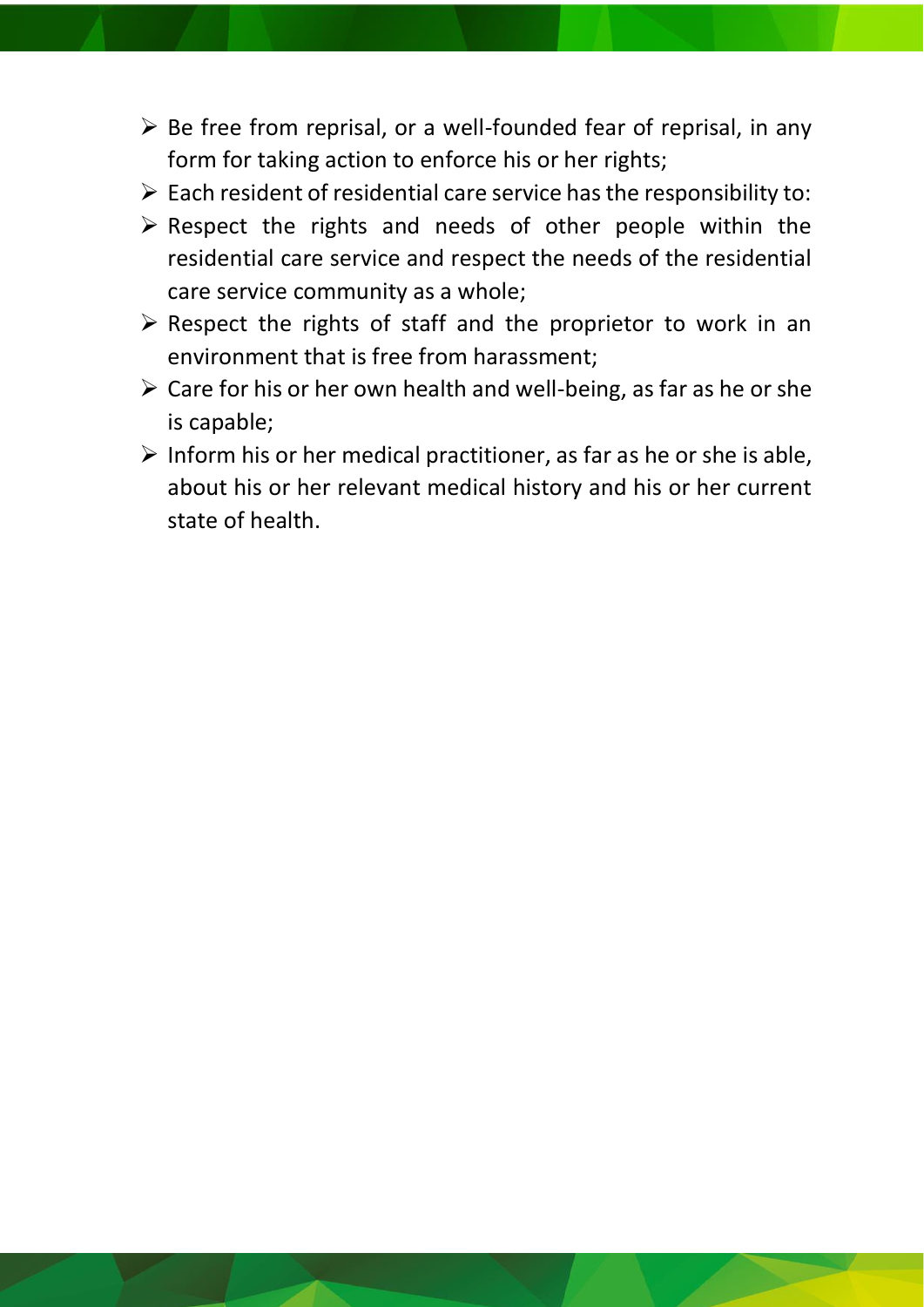- Be free from reprisal, or a well-founded fear of reprisal, in any form for taking action to enforce his or her rights;
- Each resident of residential care service has the responsibility to:
- Respect the rights and needs of other people within the residential care service and respect the needs of the residential care service community as a whole;
- Respect the rights of staff and the proprietor to work in an environment that is free from harassment;
- Care for his or her own health and well-being, as far as he or she is capable;
- Inform his or her medical practitioner, as far as he or she is able, about his or her relevant medical history and his or her current state of health.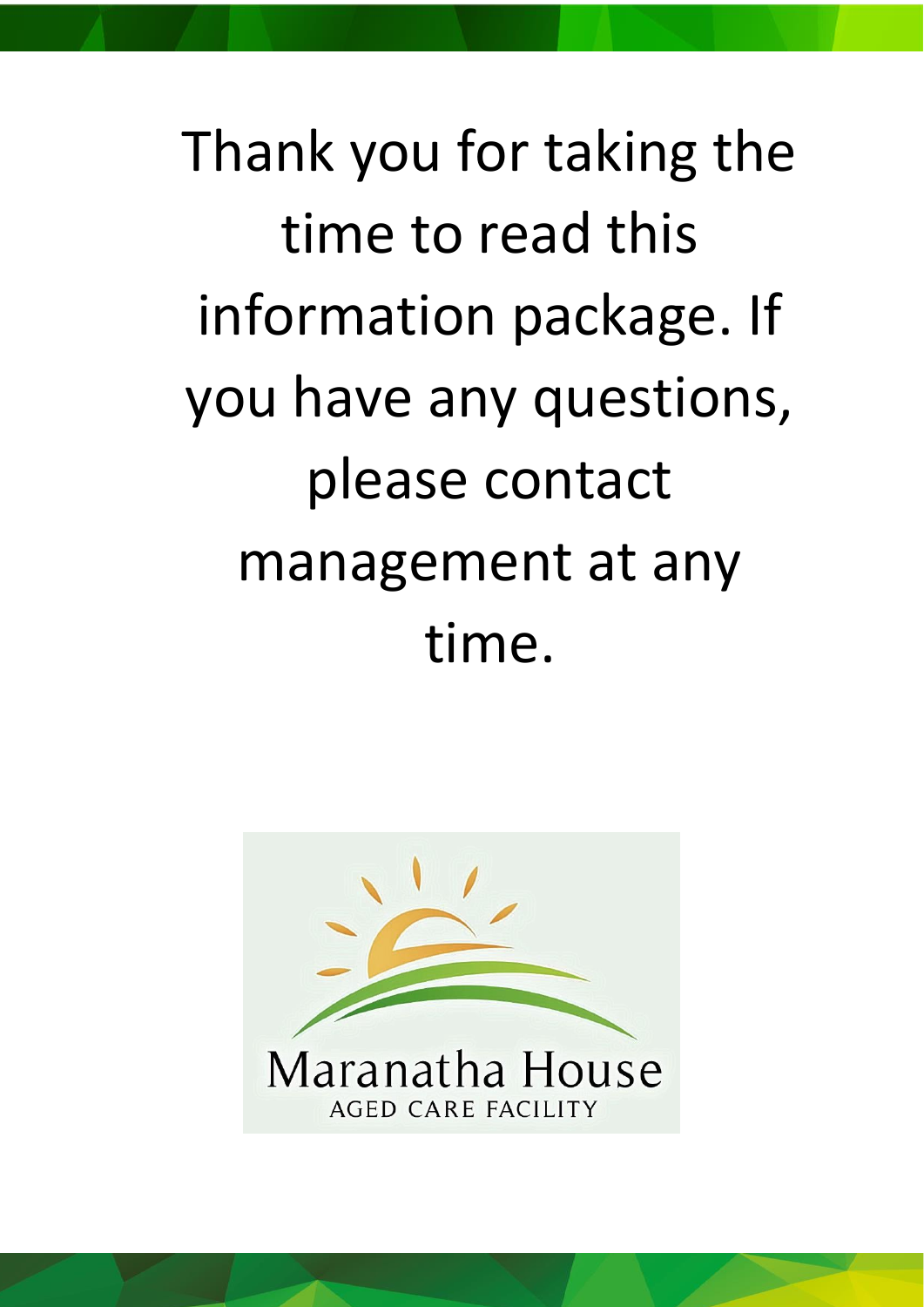Thank you for taking the time to read this information package. If you have any questions, please contact management at any time.

Maranatha House

AGED CARE FACILITY